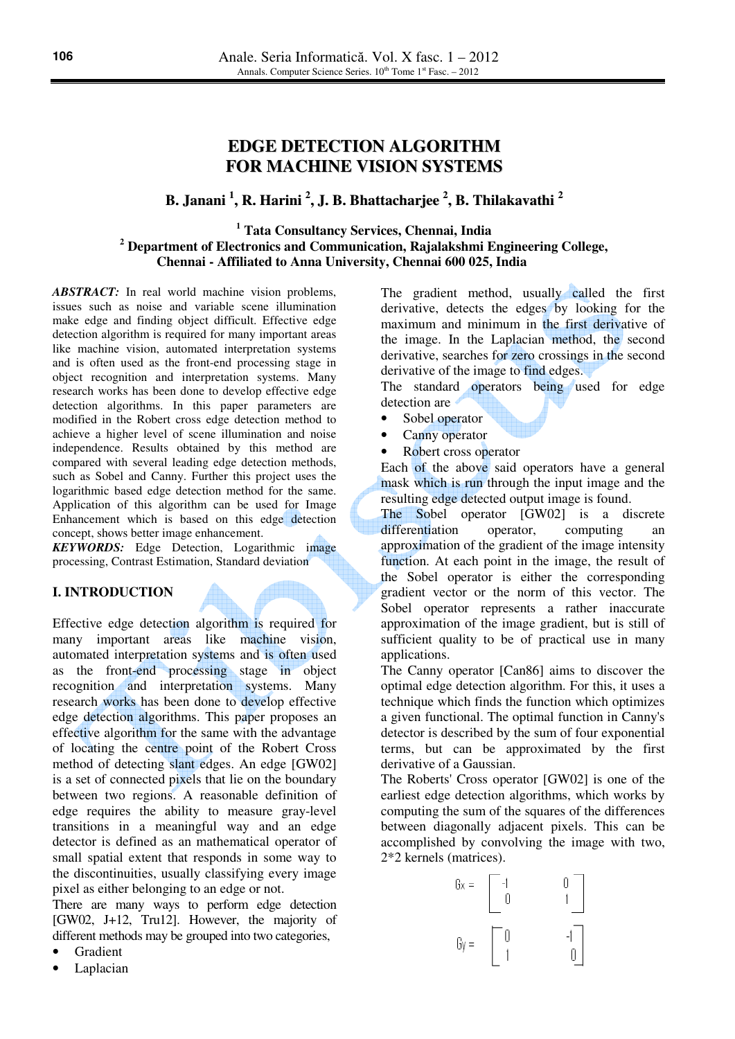// EDGE DETECTION ALGORITHM FOR MACHINE VISION SYSTEMS

**B. Janani** [1], **R. Harini** [2], **J. B. Bhattacharjee** [2], **B. Thilakavathi** [2]

[1] **Tata Consultancy Services, Chennai, India**
[2] **Department of Electronics and Communication, Rajalakshmi Engineering College, Chennai - Affiliated to Anna University, Chennai 600 025, India**

***ABSTRACT:*** In real world machine vision problems, issues such as noise and variable scene illumination make edge and finding object difficult. Effective edge detection algorithm is required for many important areas like machine vision, automated interpretation systems and is often used as the front-end processing stage in object recognition and interpretation systems. Many research works has been done to develop effective edge detection algorithms. In this paper parameters are modified in the Robert cross edge detection method to achieve a higher level of scene illumination and noise independence. Results obtained by this method are compared with several leading edge detection methods, such as Sobel and Canny. Further this project uses the logarithmic based edge detection method for the same. Application of this algorithm can be used for Image Enhancement which is based on this edge detection concept, shows better image enhancement.

***KEYWORDS:*** Edge Detection, Logarithmic image processing, Contrast Estimation, Standard deviation

## I. INTRODUCTION

Effective edge detection algorithm is required for many important areas like machine vision, automated interpretation systems and is often used as the front-end processing stage in object recognition and interpretation systems. Many research works has been done to develop effective edge detection algorithms. This paper proposes an effective algorithm for the same with the advantage of locating the centre point of the Robert Cross method of detecting slant edges. An edge [GW02] is a set of connected pixels that lie on the boundary between two regions. A reasonable definition of edge requires the ability to measure gray-level transitions in a meaningful way and an edge detector is defined as an mathematical operator of small spatial extent that responds in some way to the discontinuities, usually classifying every image pixel as either belonging to an edge or not.

There are many ways to perform edge detection [GW02, J+12, Tru12]. However, the majority of different methods may be grouped into two categories,

- Gradient
- Laplacian

The gradient method, usually called the first derivative, detects the edges by looking for the maximum and minimum in the first derivative of the image. In the Laplacian method, the second derivative, searches for zero crossings in the second derivative of the image to find edges.

The standard operators being used for edge detection are

- Sobel operator
- Canny operator
- Robert cross operator

Each of the above said operators have a general mask which is run through the input image and the resulting edge detected output image is found.

The Sobel operator [GW02] is a discrete differentiation operator, computing an approximation of the gradient of the image intensity function. At each point in the image, the result of the Sobel operator is either the corresponding gradient vector or the norm of this vector. The Sobel operator represents a rather inaccurate approximation of the image gradient, but is still of sufficient quality to be of practical use in many applications.

The Canny operator [Can86] aims to discover the optimal edge detection algorithm. For this, it uses a technique which finds the function which optimizes a given functional. The optimal function in Canny's detector is described by the sum of four exponential terms, but can be approximated by the first derivative of a Gaussian.

The Roberts' Cross operator [GW02] is one of the earliest edge detection algorithms, which works by computing the sum of the squares of the differences between diagonally adjacent pixels. This can be accomplished by convolving the image with two, 2*2 kernels (matrices).

$$G_x = \begin{bmatrix} -1 & 0 \\ 0 & 1 \end{bmatrix}$$

$$G_y = \begin{bmatrix} 0 & -1 \\ 1 & 0 \end{bmatrix}$$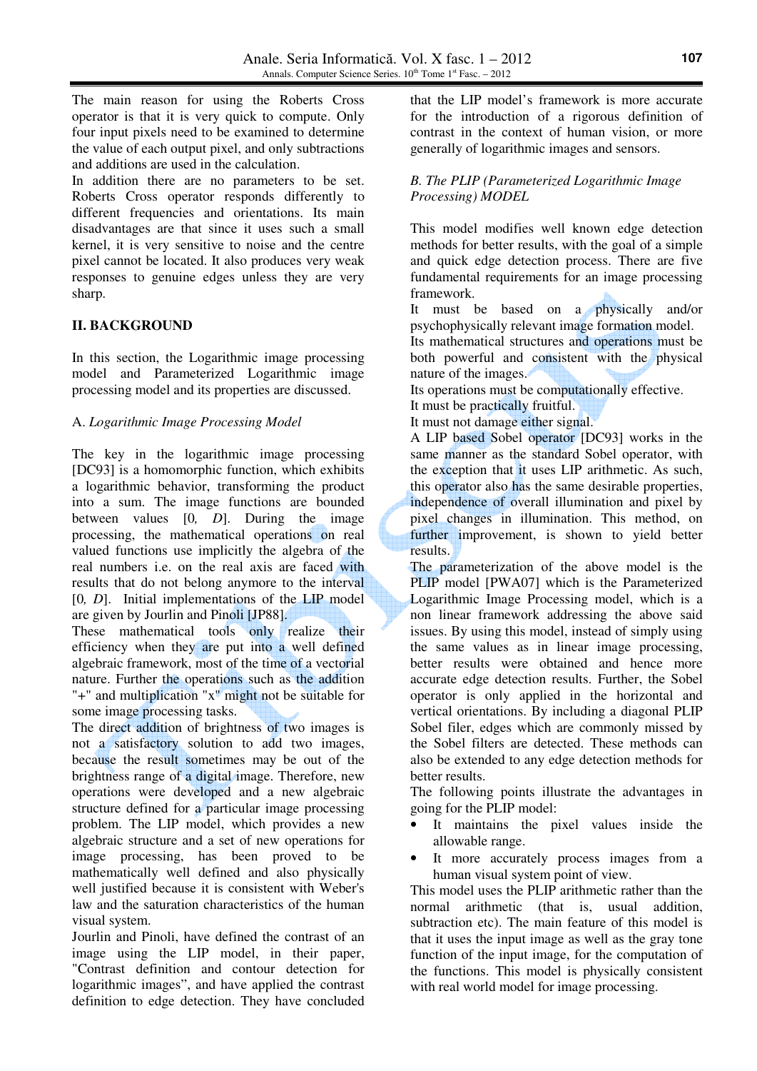The main reason for using the Roberts Cross operator is that it is very quick to compute. Only four input pixels need to be examined to determine the value of each output pixel, and only subtractions and additions are used in the calculation.

In addition there are no parameters to be set. Roberts Cross operator responds differently to different frequencies and orientations. Its main disadvantages are that since it uses such a small kernel, it is very sensitive to noise and the centre pixel cannot be located. It also produces very weak responses to genuine edges unless they are very sharp.

## II. BACKGROUND

In this section, the Logarithmic image processing model and Parameterized Logarithmic image processing model and its properties are discussed.

### A. *Logarithmic Image Processing Model*

The key in the logarithmic image processing [DC93] is a homomorphic function, which exhibits a logarithmic behavior, transforming the product into a sum. The image functions are bounded between values $[0, D]$. During the image processing, the mathematical operations on real valued functions use implicitly the algebra of the real numbers i.e. on the real axis are faced with results that do not belong anymore to the interval $[0, D]$. Initial implementations of the LIP model are given by Jourlin and Pinoli [JP88].

These mathematical tools only realize their efficiency when they are put into a well defined algebraic framework, most of the time of a vectorial nature. Further the operations such as the addition "+" and multiplication "x" might not be suitable for some image processing tasks.

The direct addition of brightness of two images is not a satisfactory solution to add two images, because the result sometimes may be out of the brightness range of a digital image. Therefore, new operations were developed and a new algebraic structure defined for a particular image processing problem. The LIP model, which provides a new algebraic structure and a set of new operations for image processing, has been proved to be mathematically well defined and also physically well justified because it is consistent with Weber's law and the saturation characteristics of the human visual system.

Jourlin and Pinoli, have defined the contrast of an image using the LIP model, in their paper, "Contrast definition and contour detection for logarithmic images", and have applied the contrast definition to edge detection. They have concluded that the LIP model's framework is more accurate for the introduction of a rigorous definition of contrast in the context of human vision, or more generally of logarithmic images and sensors.

### *B. The PLIP (Parameterized Logarithmic Image Processing) MODEL*

This model modifies well known edge detection methods for better results, with the goal of a simple and quick edge detection process. There are five fundamental requirements for an image processing framework.

It must be based on a physically and/or psychophysically relevant image formation model.

Its mathematical structures and operations must be both powerful and consistent with the physical nature of the images.

Its operations must be computationally effective.

It must be practically fruitful.

It must not damage either signal.

A LIP based Sobel operator [DC93] works in the same manner as the standard Sobel operator, with the exception that it uses LIP arithmetic. As such, this operator also has the same desirable properties, independence of overall illumination and pixel by pixel changes in illumination. This method, on further improvement, is shown to yield better results.

The parameterization of the above model is the PLIP model [PWA07] which is the Parameterized Logarithmic Image Processing model, which is a non linear framework addressing the above said issues. By using this model, instead of simply using the same values as in linear image processing, better results were obtained and hence more accurate edge detection results. Further, the Sobel operator is only applied in the horizontal and vertical orientations. By including a diagonal PLIP Sobel filer, edges which are commonly missed by the Sobel filters are detected. These methods can also be extended to any edge detection methods for better results.

The following points illustrate the advantages in going for the PLIP model:

- It maintains the pixel values inside the allowable range.
- It more accurately process images from a human visual system point of view.

This model uses the PLIP arithmetic rather than the normal arithmetic (that is, usual addition, subtraction etc). The main feature of this model is that it uses the input image as well as the gray tone function of the input image, for the computation of the functions. This model is physically consistent with real world model for image processing.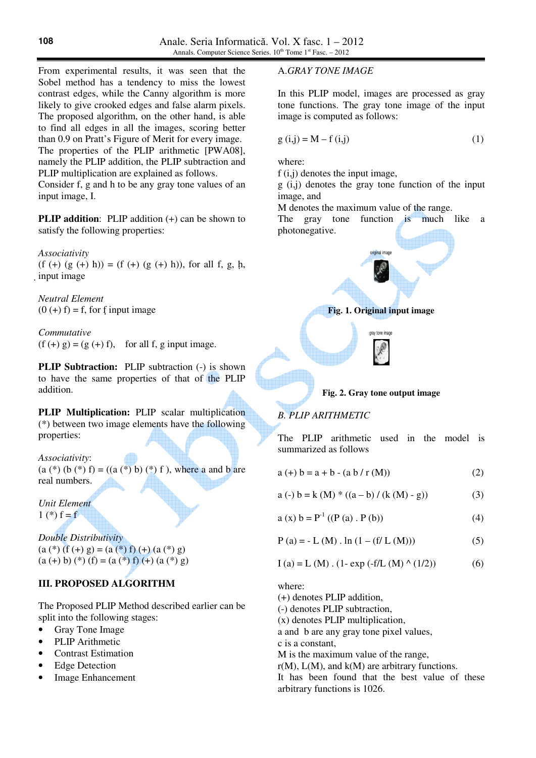From experimental results, it was seen that the Sobel method has a tendency to miss the lowest contrast edges, while the Canny algorithm is more likely to give crooked edges and false alarm pixels. The proposed algorithm, on the other hand, is able to find all edges in all the images, scoring better than 0.9 on Pratt's Figure of Merit for every image.

The properties of the PLIP arithmetic [PWA08], namely the PLIP addition, the PLIP subtraction and PLIP multiplication are explained as follows.

Consider f, g and h to be any gray tone values of an input image, I.

**PLIP addition**: PLIP addition (+) can be shown to satisfy the following properties:

*Associativity*

(f (+) (g (+) h)) = (f (+) (g (+) h)), for all f, g, h, input image

*Neutral Element*

(0 (+) f) = f, for f input image

*Commutative*

(f (+) g) = (g (+) f), for all f, g input image.

**PLIP Subtraction:** PLIP subtraction (-) is shown to have the same properties of that of the PLIP addition.

**PLIP Multiplication:** PLIP scalar multiplication (*) between two image elements have the following properties:

*Associativity*:

(a (*) (b (*) f) = ((a (*) b) (*) f ), where a and b are real numbers.

*Unit Element*

1 (*) f = f

*Double Distributivity*

(a (*) (f (+) g) = (a (*) f) (+) (a (*) g)

(a (+) b) (*) (f) = (a (*) f) (+) (a (*) g)

## III. PROPOSED ALGORITHM

The Proposed PLIP Method described earlier can be split into the following stages:

- Gray Tone Image
- PLIP Arithmetic
- Contrast Estimation
- Edge Detection
- Image Enhancement

### A. GRAY TONE IMAGE

In this PLIP model, images are processed as gray tone functions. The gray tone image of the input image is computed as follows:

$$g(i,j) = M - f(i,j) \quad (1)$$

where:

f (i,j) denotes the input image,

g (i,j) denotes the gray tone function of the input image, and

M denotes the maximum value of the range.

The gray tone function is much like a photonegative.

**Fig. 1. Original input image**

**Fig. 2. Gray tone output image**

### B. PLIP ARITHMETIC

The PLIP arithmetic used in the model is summarized as follows

$$a (+) b = a + b - (a\,b / r(M)) \quad (2)$$

$$a (-) b = k(M) * ((a - b) / (k(M) - g)) \quad (3)$$

$$a (x) b = P^{-1} ((P(a) . P(b)) \quad (4)$$

$$P(a) = - L(M) . \ln(1 - (f / L(M))) \quad (5)$$

$$I(a) = L(M) . (1 - \exp(-f / L(M) \wedge (1/2)) \quad (6)$$

where:

(+) denotes PLIP addition,

(-) denotes PLIP subtraction,

(x) denotes PLIP multiplication,

a and b are any gray tone pixel values,

c is a constant,

M is the maximum value of the range,

r(M), L(M), and k(M) are arbitrary functions.

It has been found that the best value of these arbitrary functions is 1026.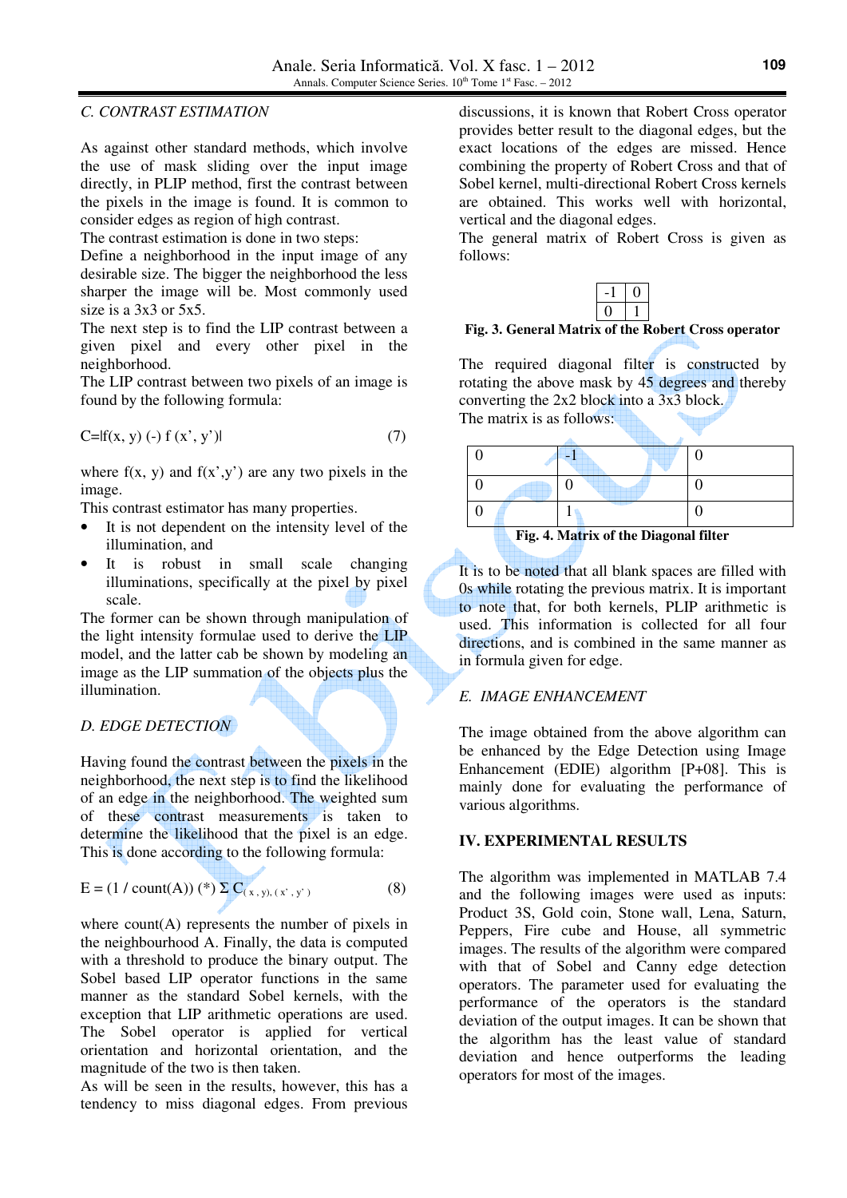### C. CONTRAST ESTIMATION

As against other standard methods, which involve the use of mask sliding over the input image directly, in PLIP method, first the contrast between the pixels in the image is found. It is common to consider edges as region of high contrast.

The contrast estimation is done in two steps:

Define a neighborhood in the input image of any desirable size. The bigger the neighborhood the less sharper the image will be. Most commonly used size is a 3x3 or 5x5.

The next step is to find the LIP contrast between a given pixel and every other pixel in the neighborhood.

The LIP contrast between two pixels of an image is found by the following formula:

$$C=|f(x, y) (-) f(x', y')| \quad (7)$$

where f(x, y) and f(x',y') are any two pixels in the image.

This contrast estimator has many properties.

- It is not dependent on the intensity level of the illumination, and
- It is robust in small scale changing illuminations, specifically at the pixel by pixel scale.

The former can be shown through manipulation of the light intensity formulae used to derive the LIP model, and the latter cab be shown by modeling an image as the LIP summation of the objects plus the illumination.

### D. EDGE DETECTION

Having found the contrast between the pixels in the neighborhood, the next step is to find the likelihood of an edge in the neighborhood. The weighted sum of these contrast measurements is taken to determine the likelihood that the pixel is an edge. This is done according to the following formula:

$$E = (1 / \text{count}(A)) (*) \Sigma C_{(x, y), (x', y')} \quad (8)$$

where count(A) represents the number of pixels in the neighbourhood A. Finally, the data is computed with a threshold to produce the binary output. The Sobel based LIP operator functions in the same manner as the standard Sobel kernels, with the exception that LIP arithmetic operations are used. The Sobel operator is applied for vertical orientation and horizontal orientation, and the magnitude of the two is then taken.

As will be seen in the results, however, this has a tendency to miss diagonal edges. From previous discussions, it is known that Robert Cross operator provides better result to the diagonal edges, but the exact locations of the edges are missed. Hence combining the property of Robert Cross and that of Sobel kernel, multi-directional Robert Cross kernels are obtained. This works well with horizontal, vertical and the diagonal edges.

The general matrix of Robert Cross is given as follows:

| | |
|---|---|
| -1 | 0 |
| 0 | 1 |

**Fig. 3. General Matrix of the Robert Cross operator**

The required diagonal filter is constructed by rotating the above mask by 45 degrees and thereby converting the 2x2 block into a 3x3 block.

The matrix is as follows:

| | | |
|---|---|---|
| 0 | -1 | 0 |
| 0 | 0 | 0 |
| 0 | 1 | 0 |

**Fig. 4. Matrix of the Diagonal filter**

It is to be noted that all blank spaces are filled with 0s while rotating the previous matrix. It is important to note that, for both kernels, PLIP arithmetic is used. This information is collected for all four directions, and is combined in the same manner as in formula given for edge.

### E. IMAGE ENHANCEMENT

The image obtained from the above algorithm can be enhanced by the Edge Detection using Image Enhancement (EDIE) algorithm [P+08]. This is mainly done for evaluating the performance of various algorithms.

## IV. EXPERIMENTAL RESULTS

The algorithm was implemented in MATLAB 7.4 and the following images were used as inputs: Product 3S, Gold coin, Stone wall, Lena, Saturn, Peppers, Fire cube and House, all symmetric images. The results of the algorithm were compared with that of Sobel and Canny edge detection operators. The parameter used for evaluating the performance of the operators is the standard deviation of the output images. It can be shown that the algorithm has the least value of standard deviation and hence outperforms the leading operators for most of the images.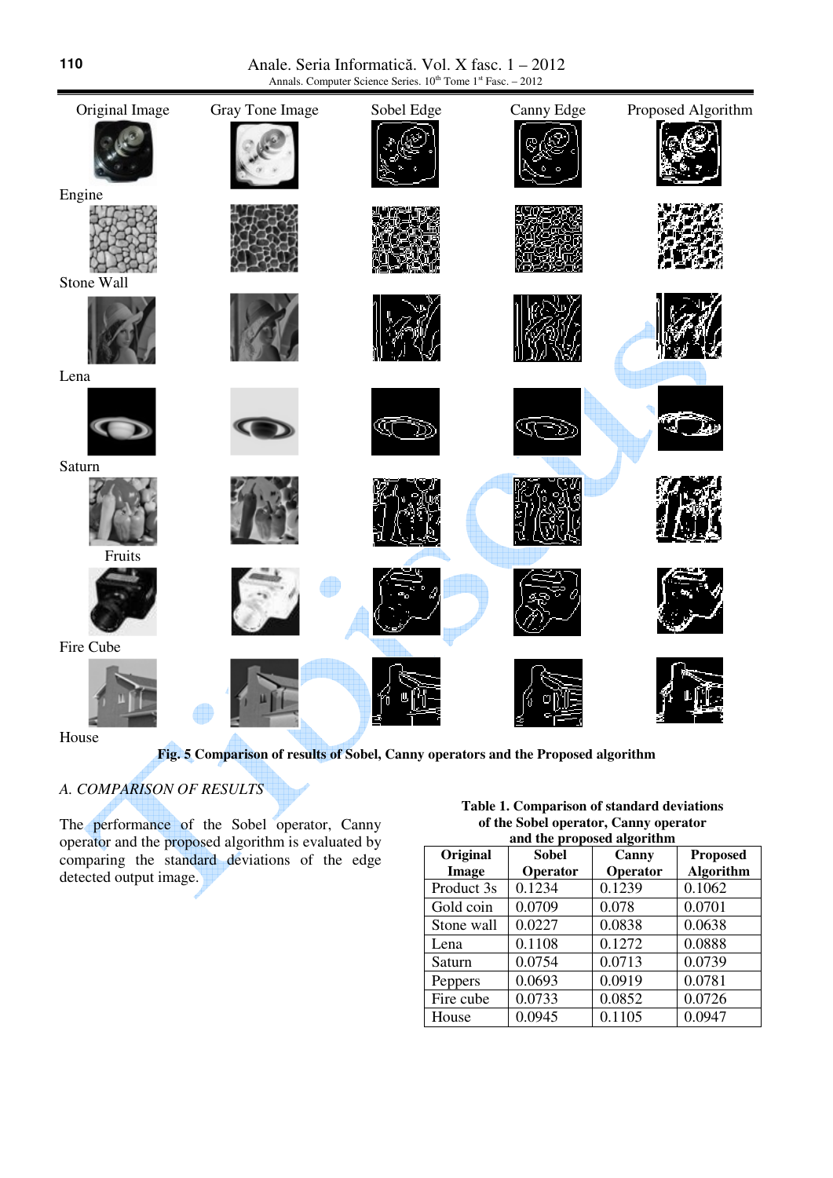Fig. 5 Comparison of results of Sobel, Canny operators and the Proposed algorithm

*A. COMPARISON OF RESULTS*

The performance of the Sobel operator, Canny operator and the proposed algorithm is evaluated by comparing the standard deviations of the edge detected output image.

**Table 1. Comparison of standard deviations of the Sobel operator, Canny operator and the proposed algorithm**

| Original Image | Sobel Operator | Canny Operator | Proposed Algorithm |
|---|---|---|---|
| Product 3s | 0.1234 | 0.1239 | 0.1062 |
| Gold coin | 0.0709 | 0.078 | 0.0701 |
| Stone wall | 0.0227 | 0.0838 | 0.0638 |
| Lena | 0.1108 | 0.1272 | 0.0888 |
| Saturn | 0.0754 | 0.0713 | 0.0739 |
| Peppers | 0.0693 | 0.0919 | 0.0781 |
| Fire cube | 0.0733 | 0.0852 | 0.0726 |
| House | 0.0945 | 0.1105 | 0.0947 |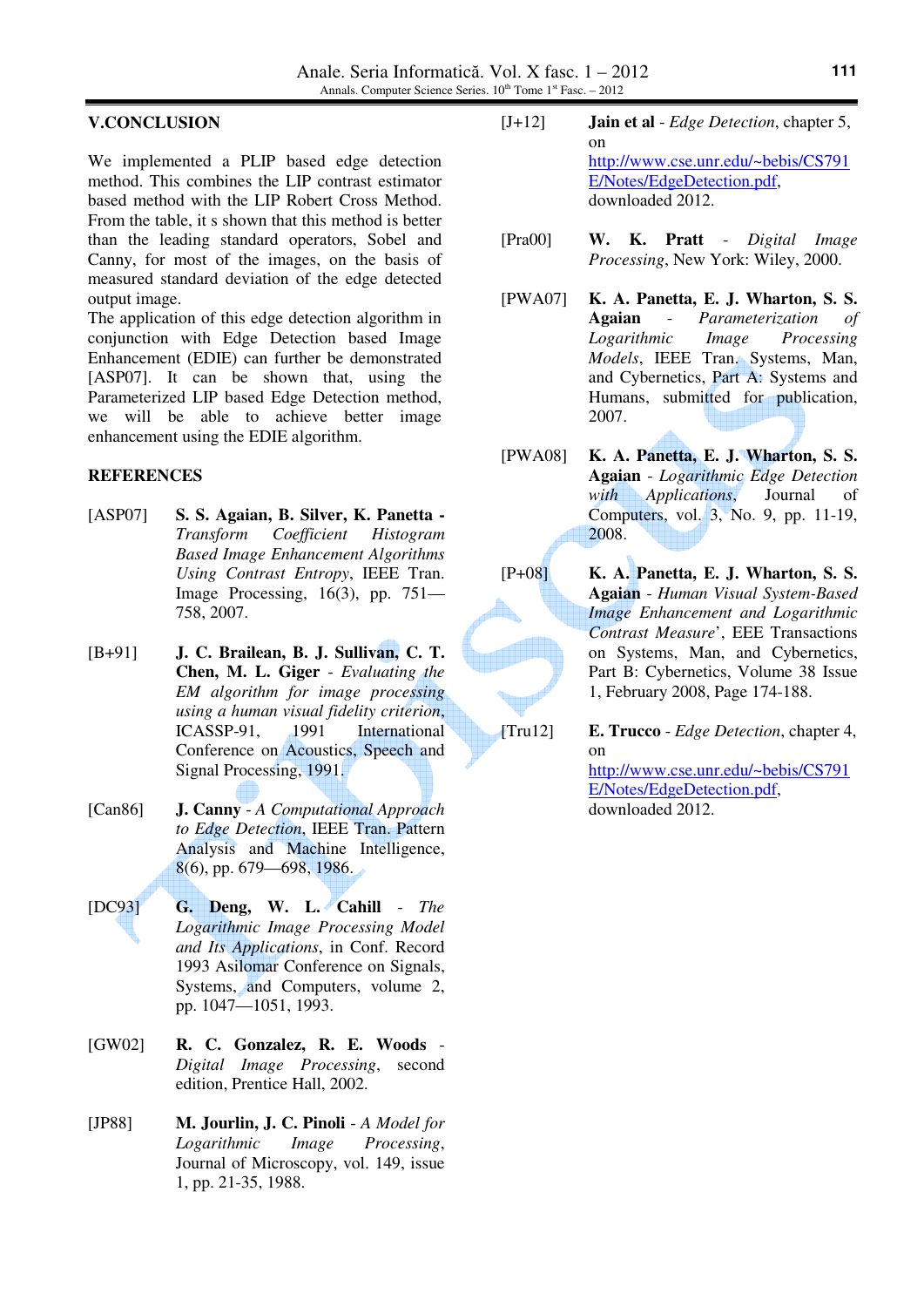## V.CONCLUSION

We implemented a PLIP based edge detection method. This combines the LIP contrast estimator based method with the LIP Robert Cross Method. From the table, it s shown that this method is better than the leading standard operators, Sobel and Canny, for most of the images, on the basis of measured standard deviation of the edge detected output image.

The application of this edge detection algorithm in conjunction with Edge Detection based Image Enhancement (EDIE) can further be demonstrated [ASP07]. It can be shown that, using the Parameterized LIP based Edge Detection method, we will be able to achieve better image enhancement using the EDIE algorithm.

## REFERENCES

[ASP07] **S. S. Agaian, B. Silver, K. Panetta** - *Transform Coefficient Histogram Based Image Enhancement Algorithms Using Contrast Entropy*, IEEE Tran. Image Processing, 16(3), pp. 751—758, 2007.

[B+91] **J. C. Brailean, B. J. Sullivan, C. T. Chen, M. L. Giger** - *Evaluating the EM algorithm for image processing using a human visual fidelity criterion*, ICASSP-91, 1991 International Conference on Acoustics, Speech and Signal Processing, 1991.

[Can86] **J. Canny** - *A Computational Approach to Edge Detection*, IEEE Tran. Pattern Analysis and Machine Intelligence, 8(6), pp. 679—698, 1986.

[DC93] **G. Deng, W. L. Cahill** - *The Logarithmic Image Processing Model and Its Applications*, in Conf. Record 1993 Asilomar Conference on Signals, Systems, and Computers, volume 2, pp. 1047—1051, 1993.

[GW02] **R. C. Gonzalez, R. E. Woods** - *Digital Image Processing*, second edition, Prentice Hall, 2002.

[JP88] **M. Jourlin, J. C. Pinoli** - *A Model for Logarithmic Image Processing*, Journal of Microscopy, vol. 149, issue 1, pp. 21-35, 1988.

[J+12] **Jain et al** - *Edge Detection*, chapter 5, on http://www.cse.unr.edu/~bebis/CS791E/Notes/EdgeDetection.pdf, downloaded 2012.

[Pra00] **W. K. Pratt** - *Digital Image Processing*, New York: Wiley, 2000.

[PWA07] **K. A. Panetta, E. J. Wharton, S. S. Agaian** - *Parameterization of Logarithmic Image Processing Models*, IEEE Tran. Systems, Man, and Cybernetics, Part A: Systems and Humans, submitted for publication, 2007.

[PWA08] **K. A. Panetta, E. J. Wharton, S. S. Agaian** - *Logarithmic Edge Detection with Applications*, Journal of Computers, vol. 3, No. 9, pp. 11-19, 2008.

[P+08] **K. A. Panetta, E. J. Wharton, S. S. Agaian** - *Human Visual System-Based Image Enhancement and Logarithmic Contrast Measure*', EEE Transactions on Systems, Man, and Cybernetics, Part B: Cybernetics, Volume 38 Issue 1, February 2008, Page 174-188.

[Tru12] **E. Trucco** - *Edge Detection*, chapter 4, on http://www.cse.unr.edu/~bebis/CS791E/Notes/EdgeDetection.pdf, downloaded 2012.